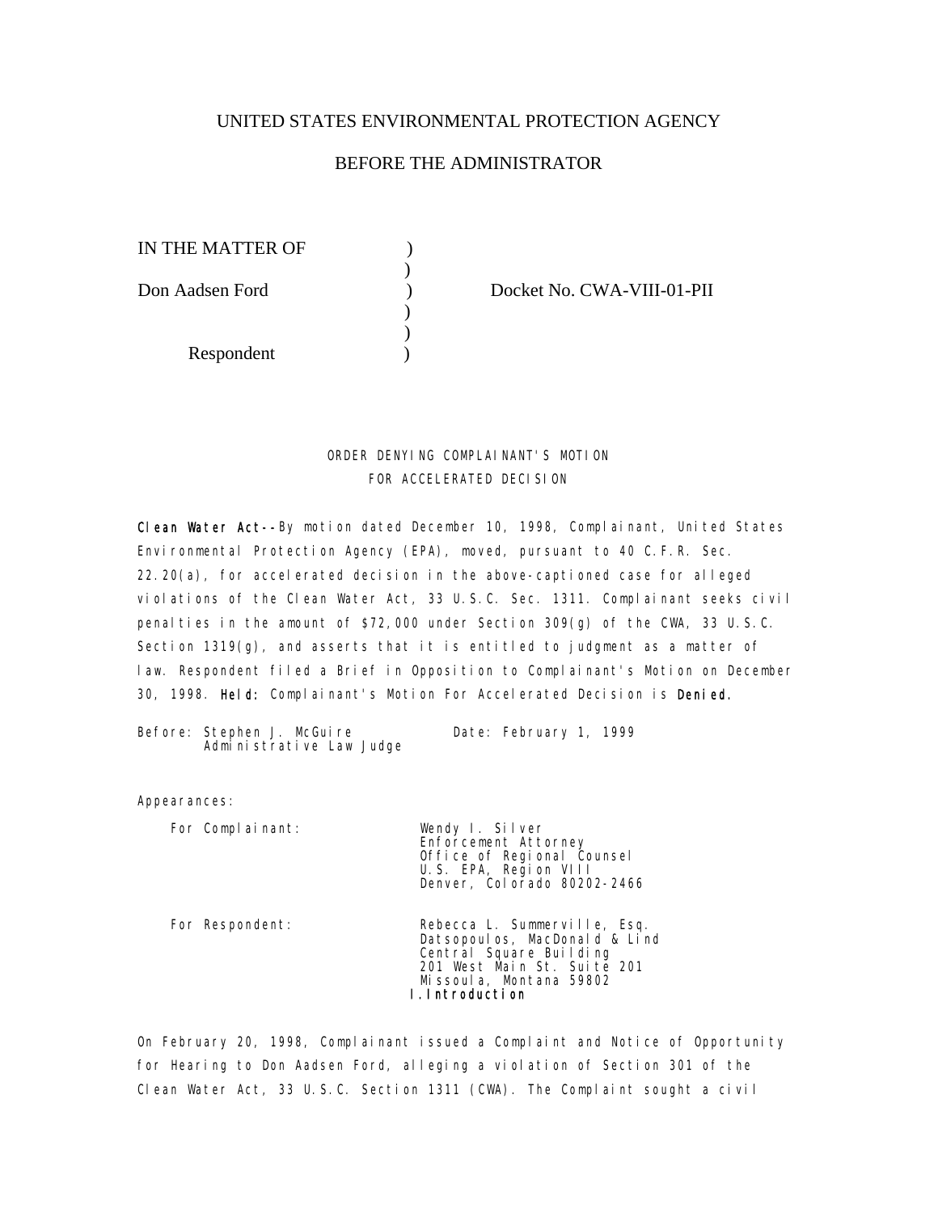UNITED STATES ENVIRONMENTAL PROTECTION AGENCY

BEFORE THE ADMINISTRATOR

IN THE MATTER OF )
)
Don Aadsen Ford ) Docket No. CWA-VIII-01-PII
)
)
Respondent )

ORDER DENYING COMPLAINANT'S MOTION FOR ACCELERATED DECISION

**Clean Water Act**--By motion dated December 10, 1998, Complainant, United States Environmental Protection Agency (EPA), moved, pursuant to 40 C.F.R. Sec. 22.20(a), for accelerated decision in the above-captioned case for alleged violations of the Clean Water Act, 33 U.S.C. Sec. 1311. Complainant seeks civil penalties in the amount of $72,000 under Section 309(g) of the CWA, 33 U.S.C. Section 1319(g), and asserts that it is entitled to judgment as a matter of law. Respondent filed a Brief in Opposition to Complainant's Motion on December 30, 1998. **Held:** Complainant's Motion For Accelerated Decision is **Denied.**

Before: Stephen J. McGuire
Administrative Law Judge

Date: February 1, 1999

Appearances:

For Complainant:
Wendy I. Silver
Enforcement Attorney
Office of Regional Counsel
U.S. EPA, Region VIII
Denver, Colorado 80202-2466

For Respondent:
Rebecca L. Summerville, Esq.
Datsopoulos, MacDonald & Lind
Central Square Building
201 West Main St. Suite 201
Missoula, Montana 59802

## I. Introduction

On February 20, 1998, Complainant issued a Complaint and Notice of Opportunity for Hearing to Don Aadsen Ford, alleging a violation of Section 301 of the Clean Water Act, 33 U.S.C. Section 1311 (CWA). The Complaint sought a civil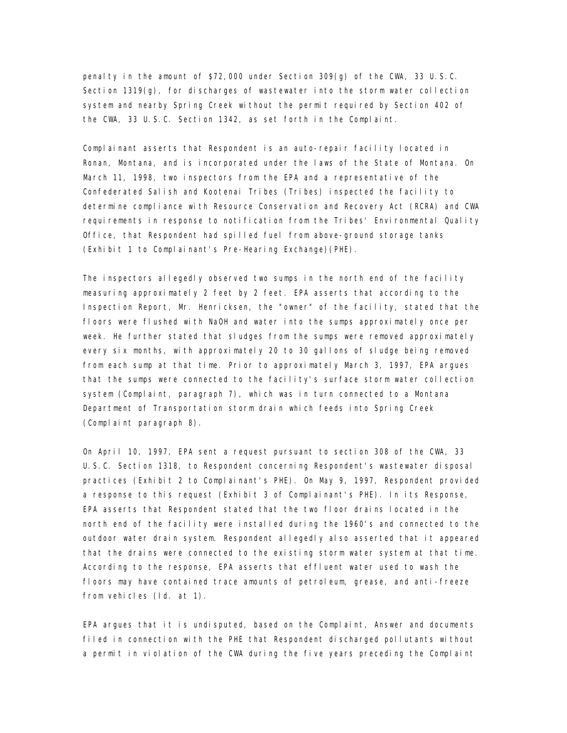penalty in the amount of $72,000 under Section 309(g) of the CWA, 33 U.S.C. Section 1319(g), for discharges of wastewater into the storm water collection system and nearby Spring Creek without the permit required by Section 402 of the CWA, 33 U.S.C. Section 1342, as set forth in the Complaint.

Complainant asserts that Respondent is an auto-repair facility located in Ronan, Montana, and is incorporated under the laws of the State of Montana. On March 11, 1998, two inspectors from the EPA and a representative of the Confederated Salish and Kootenai Tribes (Tribes) inspected the facility to determine compliance with Resource Conservation and Recovery Act (RCRA) and CWA requirements in response to notification from the Tribes' Environmental Quality Office, that Respondent had spilled fuel from above-ground storage tanks (Exhibit 1 to Complainant's Pre-Hearing Exchange)(PHE).

The inspectors allegedly observed two sumps in the north end of the facility measuring approximately 2 feet by 2 feet. EPA asserts that according to the Inspection Report, Mr. Henricksen, the "owner" of the facility, stated that the floors were flushed with NaOH and water into the sumps approximately once per week. He further stated that sludges from the sumps were removed approximately every six months, with approximately 20 to 30 gallons of sludge being removed from each sump at that time. Prior to approximately March 3, 1997, EPA argues that the sumps were connected to the facility's surface storm water collection system (Complaint, paragraph 7), which was in turn connected to a Montana Department of Transportation storm drain which feeds into Spring Creek (Complaint paragraph 8).

On April 10, 1997, EPA sent a request pursuant to section 308 of the CWA, 33 U.S.C. Section 1318, to Respondent concerning Respondent's wastewater disposal practices (Exhibit 2 to Complainant's PHE). On May 9, 1997, Respondent provided a response to this request (Exhibit 3 of Complainant's PHE). In its Response, EPA asserts that Respondent stated that the two floor drains located in the north end of the facility were installed during the 1960's and connected to the outdoor water drain system. Respondent allegedly also asserted that it appeared that the drains were connected to the existing storm water system at that time. According to the response, EPA asserts that effluent water used to wash the floors may have contained trace amounts of petroleum, grease, and anti-freeze from vehicles (Id. at 1).

EPA argues that it is undisputed, based on the Complaint, Answer and documents filed in connection with the PHE that Respondent discharged pollutants without a permit in violation of the CWA during the five years preceding the Complaint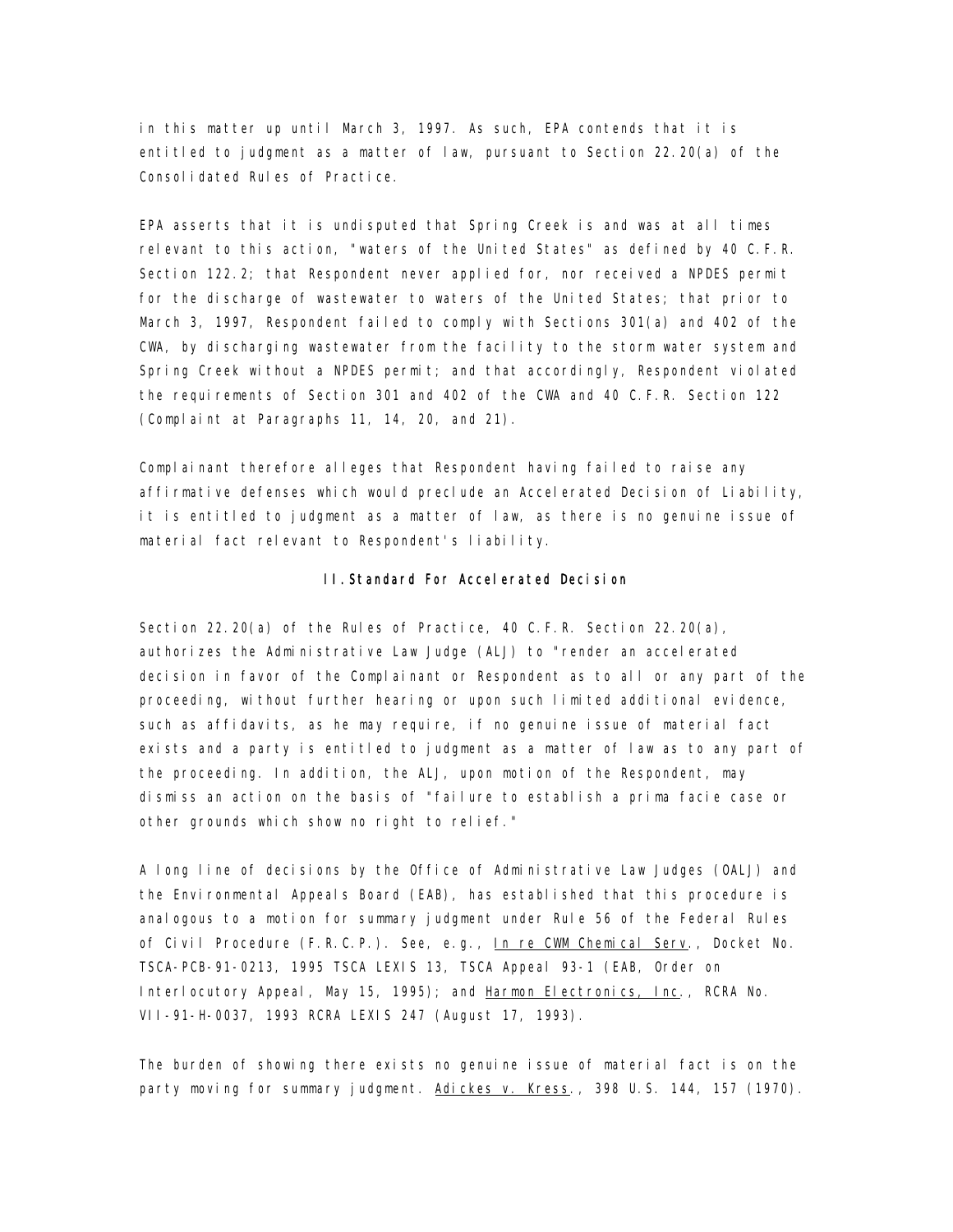in this matter up until March 3, 1997. As such, EPA contends that it is entitled to judgment as a matter of law, pursuant to Section 22.20(a) of the Consolidated Rules of Practice.

EPA asserts that it is undisputed that Spring Creek is and was at all times relevant to this action, "waters of the United States" as defined by 40 C.F.R. Section 122.2; that Respondent never applied for, nor received a NPDES permit for the discharge of wastewater to waters of the United States; that prior to March 3, 1997, Respondent failed to comply with Sections 301(a) and 402 of the CWA, by discharging wastewater from the facility to the storm water system and Spring Creek without a NPDES permit; and that accordingly, Respondent violated the requirements of Section 301 and 402 of the CWA and 40 C.F.R. Section 122 (Complaint at Paragraphs 11, 14, 20, and 21).

Complainant therefore alleges that Respondent having failed to raise any affirmative defenses which would preclude an Accelerated Decision of Liability, it is entitled to judgment as a matter of law, as there is no genuine issue of material fact relevant to Respondent's liability.

## II. Standard For Accelerated Decision

Section 22.20(a) of the Rules of Practice, 40 C.F.R. Section 22.20(a), authorizes the Administrative Law Judge (ALJ) to "render an accelerated decision in favor of the Complainant or Respondent as to all or any part of the proceeding, without further hearing or upon such limited additional evidence, such as affidavits, as he may require, if no genuine issue of material fact exists and a party is entitled to judgment as a matter of law as to any part of the proceeding. In addition, the ALJ, upon motion of the Respondent, may dismiss an action on the basis of "failure to establish a prima facie case or other grounds which show no right to relief."

A long line of decisions by the Office of Administrative Law Judges (OALJ) and the Environmental Appeals Board (EAB), has established that this procedure is analogous to a motion for summary judgment under Rule 56 of the Federal Rules of Civil Procedure (F.R.C.P.). See, e.g., In re CWM Chemical Serv., Docket No. TSCA-PCB-91-0213, 1995 TSCA LEXIS 13, TSCA Appeal 93-1 (EAB, Order on Interlocutory Appeal, May 15, 1995); and Harmon Electronics, Inc., RCRA No. VII-91-H-0037, 1993 RCRA LEXIS 247 (August 17, 1993).

The burden of showing there exists no genuine issue of material fact is on the party moving for summary judgment. Adickes v. Kress., 398 U.S. 144, 157 (1970).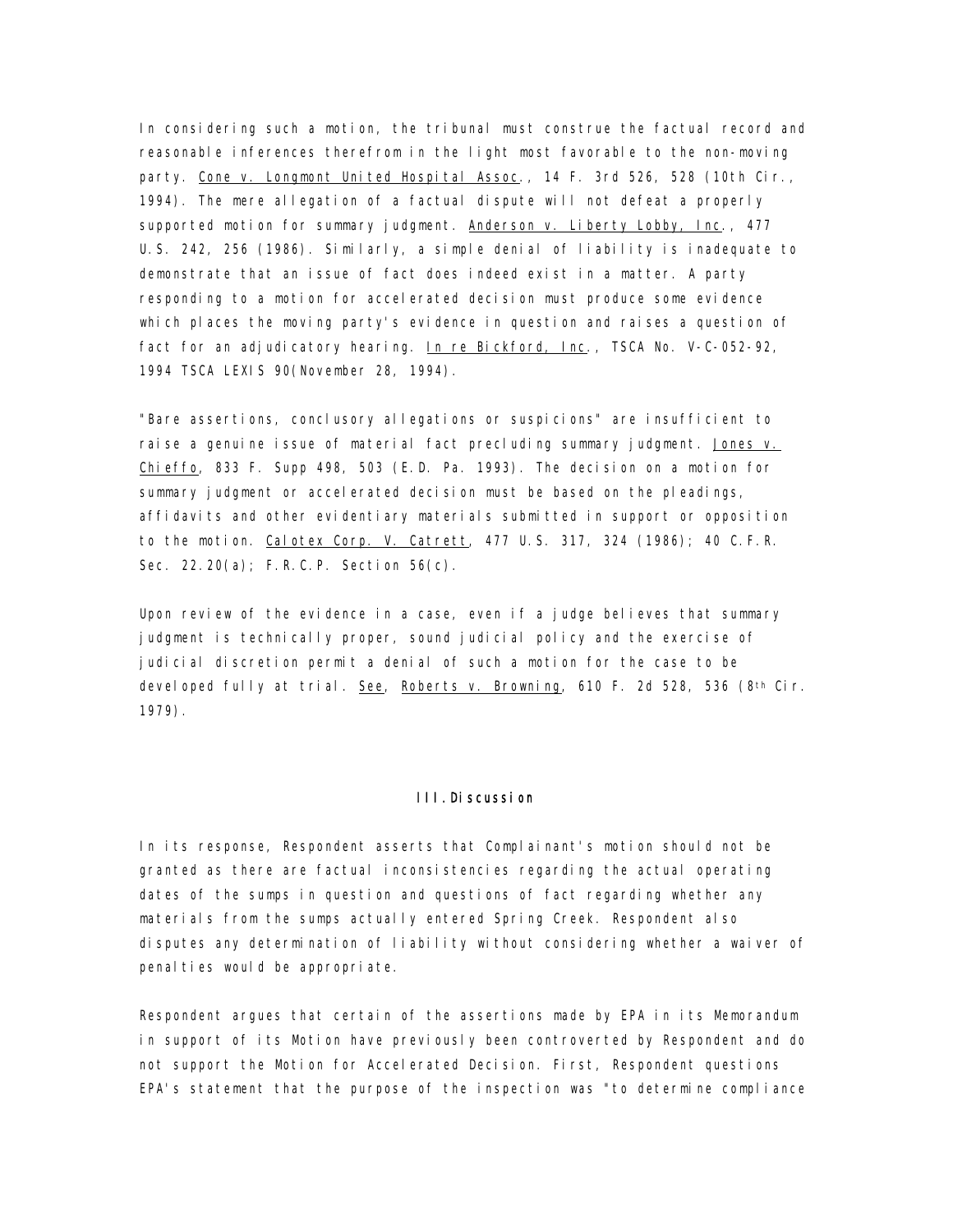In considering such a motion, the tribunal must construe the factual record and reasonable inferences therefrom in the light most favorable to the non-moving party. Cone v. Longmont United Hospital Assoc., 14 F. 3rd 526, 528 (10th Cir., 1994). The mere allegation of a factual dispute will not defeat a properly supported motion for summary judgment. Anderson v. Liberty Lobby, Inc., 477 U.S. 242, 256 (1986). Similarly, a simple denial of liability is inadequate to demonstrate that an issue of fact does indeed exist in a matter. A party responding to a motion for accelerated decision must produce some evidence which places the moving party's evidence in question and raises a question of fact for an adjudicatory hearing. In re Bickford, Inc., TSCA No. V-C-052-92, 1994 TSCA LEXIS 90(November 28, 1994).

"Bare assertions, conclusory allegations or suspicions" are insufficient to raise a genuine issue of material fact precluding summary judgment. Jones v. Chieffo, 833 F. Supp 498, 503 (E.D. Pa. 1993). The decision on a motion for summary judgment or accelerated decision must be based on the pleadings, affidavits and other evidentiary materials submitted in support or opposition to the motion. Calotex Corp. V. Catrett, 477 U.S. 317, 324 (1986); 40 C.F.R. Sec. 22.20(a); F.R.C.P. Section 56(c).

Upon review of the evidence in a case, even if a judge believes that summary judgment is technically proper, sound judicial policy and the exercise of judicial discretion permit a denial of such a motion for the case to be developed fully at trial. See, Roberts v. Browning, 610 F. 2d 528, 536 (8th Cir. 1979).

## III. Discussion

In its response, Respondent asserts that Complainant's motion should not be granted as there are factual inconsistencies regarding the actual operating dates of the sumps in question and questions of fact regarding whether any materials from the sumps actually entered Spring Creek. Respondent also disputes any determination of liability without considering whether a waiver of penalties would be appropriate.

Respondent argues that certain of the assertions made by EPA in its Memorandum in support of its Motion have previously been controverted by Respondent and do not support the Motion for Accelerated Decision. First, Respondent questions EPA's statement that the purpose of the inspection was "to determine compliance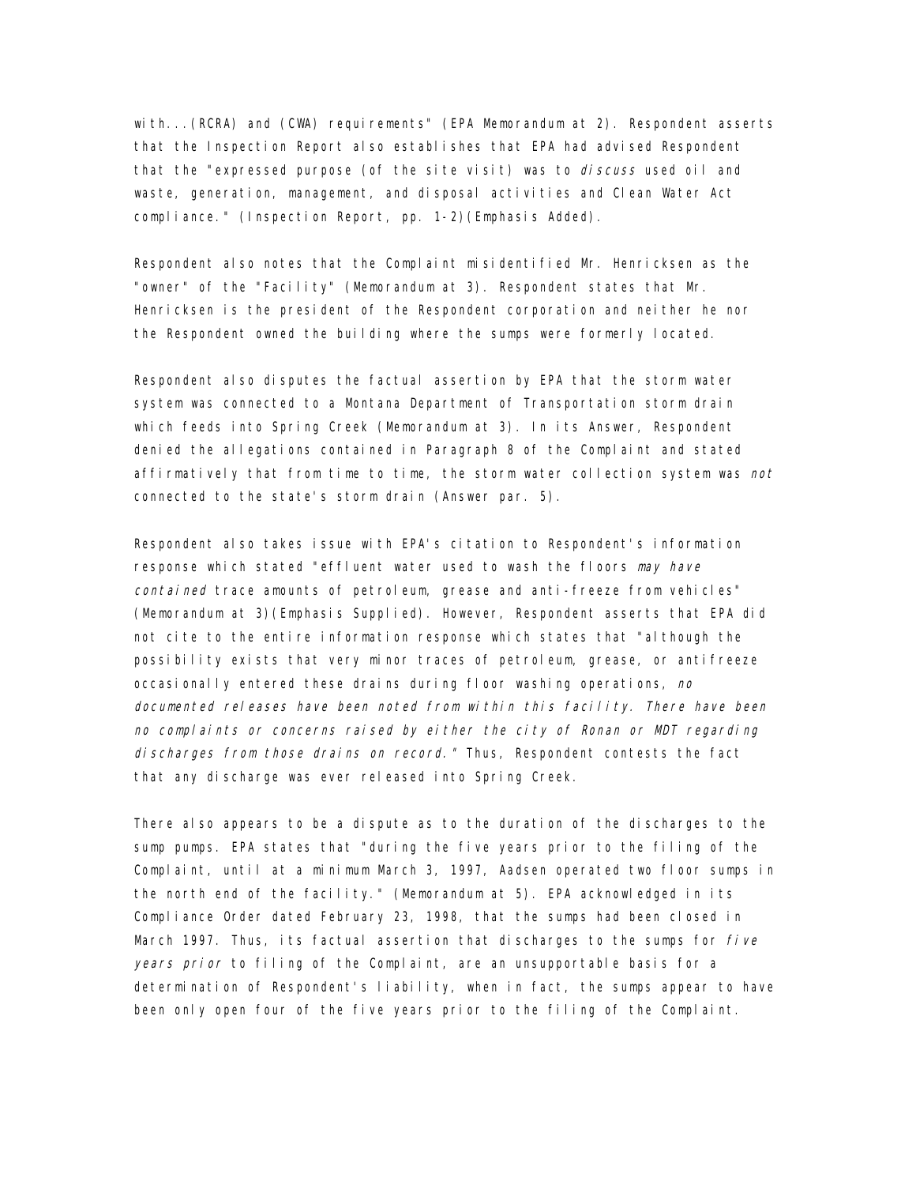with...(RCRA) and (CWA) requirements" (EPA Memorandum at 2). Respondent asserts that the Inspection Report also establishes that EPA had advised Respondent that the "expressed purpose (of the site visit) was to *discuss* used oil and waste, generation, management, and disposal activities and Clean Water Act compliance." (Inspection Report, pp. 1-2)(Emphasis Added).

Respondent also notes that the Complaint misidentified Mr. Henricksen as the "owner" of the "Facility" (Memorandum at 3). Respondent states that Mr. Henricksen is the president of the Respondent corporation and neither he nor the Respondent owned the building where the sumps were formerly located.

Respondent also disputes the factual assertion by EPA that the storm water system was connected to a Montana Department of Transportation storm drain which feeds into Spring Creek (Memorandum at 3). In its Answer, Respondent denied the allegations contained in Paragraph 8 of the Complaint and stated affirmatively that from time to time, the storm water collection system was *not* connected to the state's storm drain (Answer par. 5).

Respondent also takes issue with EPA's citation to Respondent's information response which stated "effluent water used to wash the floors *may have contained* trace amounts of petroleum, grease and anti-freeze from vehicles" (Memorandum at 3)(Emphasis Supplied). However, Respondent asserts that EPA did not cite to the entire information response which states that "although the possibility exists that very minor traces of petroleum, grease, or antifreeze occasionally entered these drains during floor washing operations, *no documented releases have been noted from within this facility. There have been no complaints or concerns raised by either the city of Ronan or MDT regarding discharges from those drains on record."* Thus, Respondent contests the fact that any discharge was ever released into Spring Creek.

There also appears to be a dispute as to the duration of the discharges to the sump pumps. EPA states that "during the five years prior to the filing of the Complaint, until at a minimum March 3, 1997, Aadsen operated two floor sumps in the north end of the facility." (Memorandum at 5). EPA acknowledged in its Compliance Order dated February 23, 1998, that the sumps had been closed in March 1997. Thus, its factual assertion that discharges to the sumps for *five years prior* to filing of the Complaint, are an unsupportable basis for a determination of Respondent's liability, when in fact, the sumps appear to have been only open four of the five years prior to the filing of the Complaint.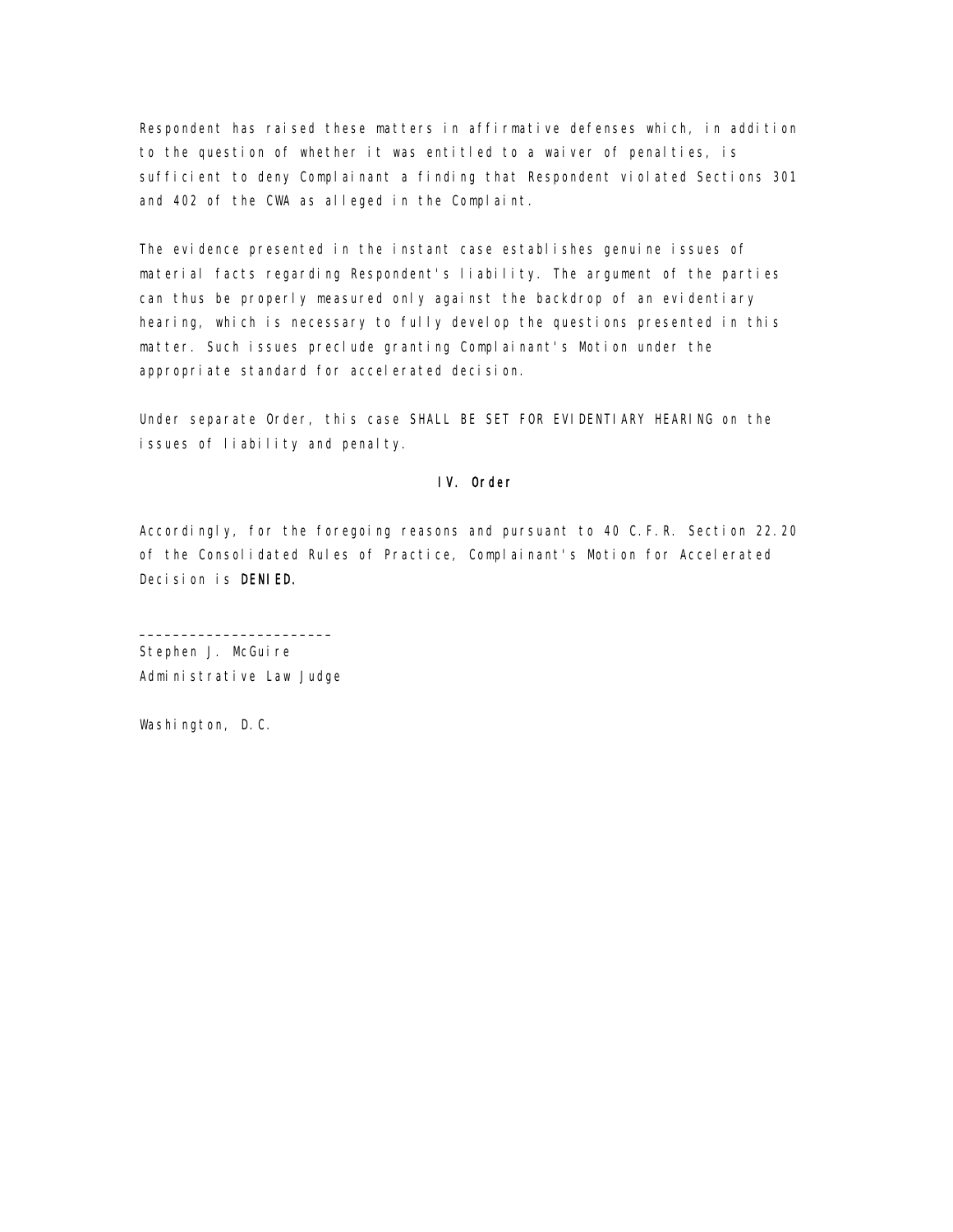Respondent has raised these matters in affirmative defenses which, in addition to the question of whether it was entitled to a waiver of penalties, is sufficient to deny Complainant a finding that Respondent violated Sections 301 and 402 of the CWA as alleged in the Complaint.

The evidence presented in the instant case establishes genuine issues of material facts regarding Respondent's liability. The argument of the parties can thus be properly measured only against the backdrop of an evidentiary hearing, which is necessary to fully develop the questions presented in this matter. Such issues preclude granting Complainant's Motion under the appropriate standard for accelerated decision.

Under separate Order, this case SHALL BE SET FOR EVIDENTIARY HEARING on the issues of liability and penalty.

## IV. Order

Accordingly, for the foregoing reasons and pursuant to 40 C.F.R. Section 22.20 of the Consolidated Rules of Practice, Complainant's Motion for Accelerated Decision is **DENIED.**

_______________________

Stephen J. McGuire
Administrative Law Judge

Washington, D.C.